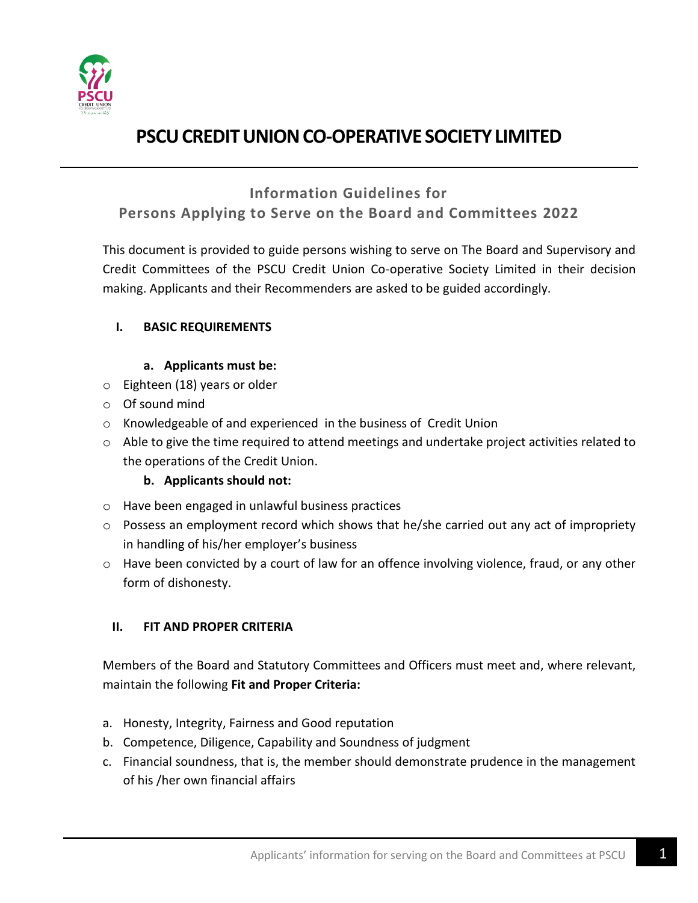# PSCU CREDIT UNION CO-OPERATIVE SOCIETY LIMITED

## Information Guidelines for Persons Applying to Serve on the Board and Committees 2022

This document is provided to guide persons wishing to serve on The Board and Supervisory and Credit Committees of the PSCU Credit Union Co-operative Society Limited in their decision making. Applicants and their Recommenders are asked to be guided accordingly.

### I. BASIC REQUIREMENTS

**a. Applicants must be:**

- Eighteen (18) years or older
- Of sound mind
- Knowledgeable of and experienced in the business of Credit Union
- Able to give the time required to attend meetings and undertake project activities related to the operations of the Credit Union.

**b. Applicants should not:**

- Have been engaged in unlawful business practices
- Possess an employment record which shows that he/she carried out any act of impropriety in handling of his/her employer's business
- Have been convicted by a court of law for an offence involving violence, fraud, or any other form of dishonesty.

### II. FIT AND PROPER CRITERIA

Members of the Board and Statutory Committees and Officers must meet and, where relevant, maintain the following **Fit and Proper Criteria:**

a. Honesty, Integrity, Fairness and Good reputation
b. Competence, Diligence, Capability and Soundness of judgment
c. Financial soundness, that is, the member should demonstrate prudence in the management of his /her own financial affairs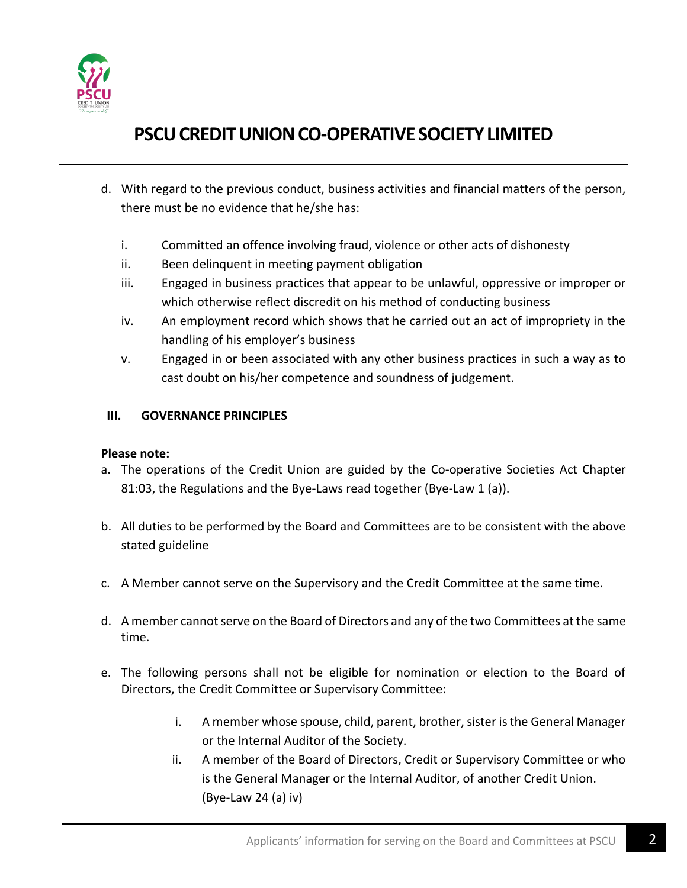d. With regard to the previous conduct, business activities and financial matters of the person, there must be no evidence that he/she has:

   i. Committed an offence involving fraud, violence or other acts of dishonesty
   ii. Been delinquent in meeting payment obligation
   iii. Engaged in business practices that appear to be unlawful, oppressive or improper or which otherwise reflect discredit on his method of conducting business
   iv. An employment record which shows that he carried out an act of impropriety in the handling of his employer's business
   v. Engaged in or been associated with any other business practices in such a way as to cast doubt on his/her competence and soundness of judgement.

## III. GOVERNANCE PRINCIPLES

**Please note:**

a. The operations of the Credit Union are guided by the Co-operative Societies Act Chapter 81:03, the Regulations and the Bye-Laws read together (Bye-Law 1 (a)).

b. All duties to be performed by the Board and Committees are to be consistent with the above stated guideline

c. A Member cannot serve on the Supervisory and the Credit Committee at the same time.

d. A member cannot serve on the Board of Directors and any of the two Committees at the same time.

e. The following persons shall not be eligible for nomination or election to the Board of Directors, the Credit Committee or Supervisory Committee:

   i. A member whose spouse, child, parent, brother, sister is the General Manager or the Internal Auditor of the Society.
   ii. A member of the Board of Directors, Credit or Supervisory Committee or who is the General Manager or the Internal Auditor, of another Credit Union. (Bye-Law 24 (a) iv)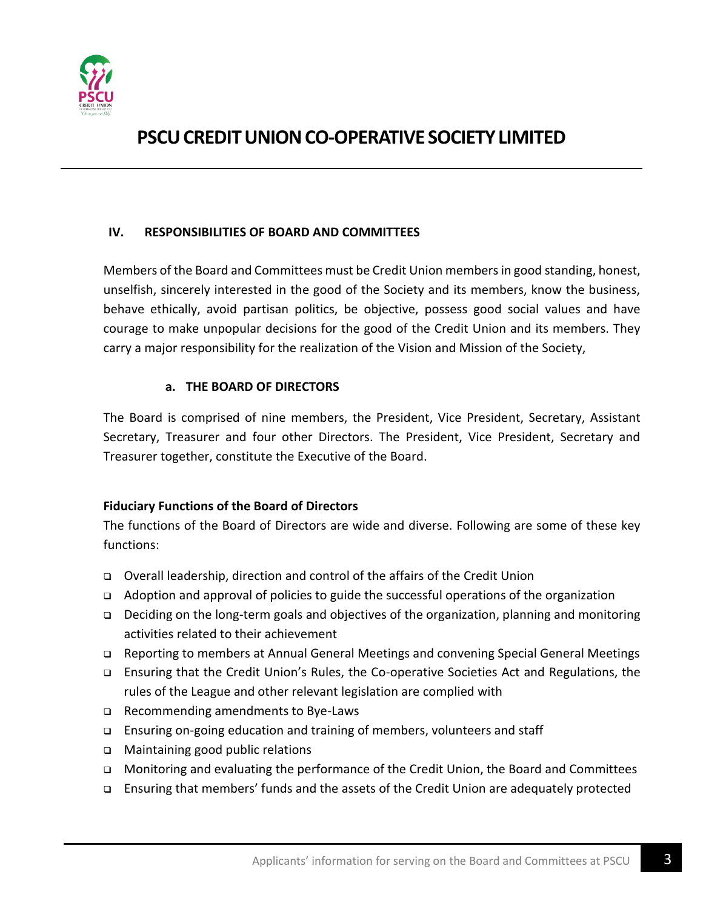# PSCU CREDIT UNION CO-OPERATIVE SOCIETY LIMITED

## IV. RESPONSIBILITIES OF BOARD AND COMMITTEES

Members of the Board and Committees must be Credit Union members in good standing, honest, unselfish, sincerely interested in the good of the Society and its members, know the business, behave ethically, avoid partisan politics, be objective, possess good social values and have courage to make unpopular decisions for the good of the Credit Union and its members. They carry a major responsibility for the realization of the Vision and Mission of the Society,

### a. THE BOARD OF DIRECTORS

The Board is comprised of nine members, the President, Vice President, Secretary, Assistant Secretary, Treasurer and four other Directors. The President, Vice President, Secretary and Treasurer together, constitute the Executive of the Board.

**Fiduciary Functions of the Board of Directors**

The functions of the Board of Directors are wide and diverse. Following are some of these key functions:

- Overall leadership, direction and control of the affairs of the Credit Union
- Adoption and approval of policies to guide the successful operations of the organization
- Deciding on the long-term goals and objectives of the organization, planning and monitoring activities related to their achievement
- Reporting to members at Annual General Meetings and convening Special General Meetings
- Ensuring that the Credit Union's Rules, the Co-operative Societies Act and Regulations, the rules of the League and other relevant legislation are complied with
- Recommending amendments to Bye-Laws
- Ensuring on-going education and training of members, volunteers and staff
- Maintaining good public relations
- Monitoring and evaluating the performance of the Credit Union, the Board and Committees
- Ensuring that members' funds and the assets of the Credit Union are adequately protected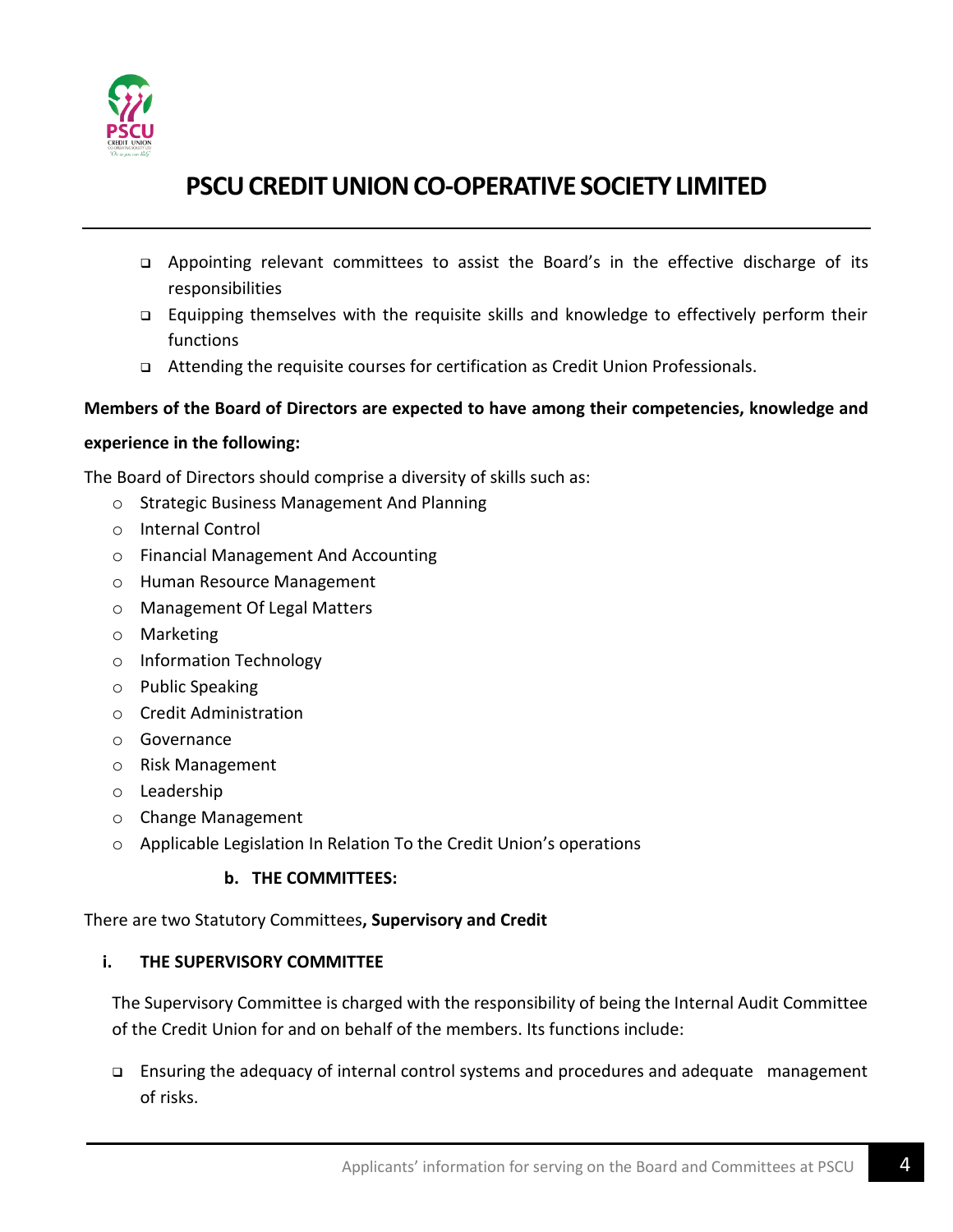- Appointing relevant committees to assist the Board's in the effective discharge of its responsibilities
- Equipping themselves with the requisite skills and knowledge to effectively perform their functions
- Attending the requisite courses for certification as Credit Union Professionals.

**Members of the Board of Directors are expected to have among their competencies, knowledge and experience in the following:**

The Board of Directors should comprise a diversity of skills such as:

- Strategic Business Management And Planning
- Internal Control
- Financial Management And Accounting
- Human Resource Management
- Management Of Legal Matters
- Marketing
- Information Technology
- Public Speaking
- Credit Administration
- Governance
- Risk Management
- Leadership
- Change Management
- Applicable Legislation In Relation To the Credit Union's operations

### b. THE COMMITTEES:

There are two Statutory Committees**, Supervisory and Credit**

#### i. THE SUPERVISORY COMMITTEE

The Supervisory Committee is charged with the responsibility of being the Internal Audit Committee of the Credit Union for and on behalf of the members. Its functions include:

- Ensuring the adequacy of internal control systems and procedures and adequate management of risks.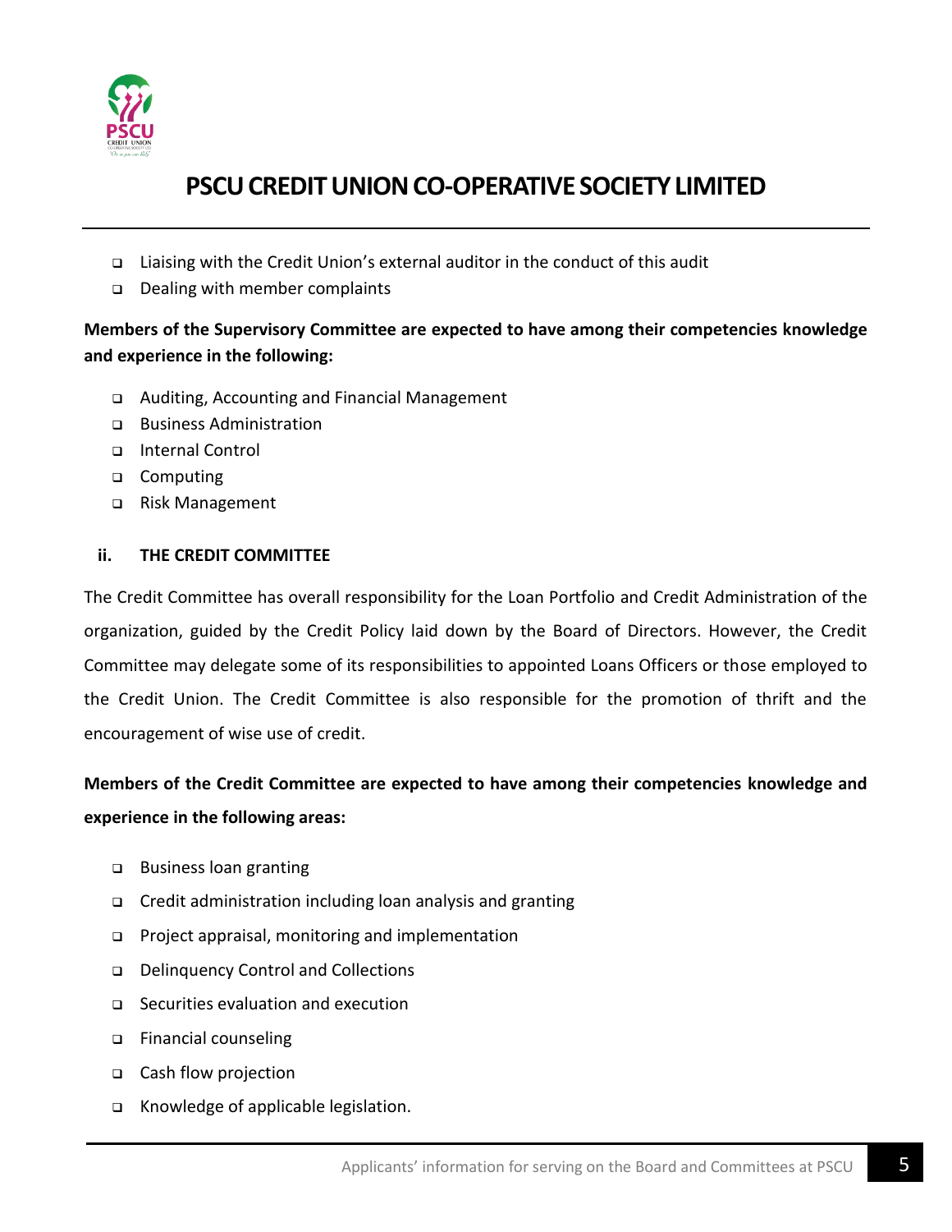- Liaising with the Credit Union's external auditor in the conduct of this audit
- Dealing with member complaints

**Members of the Supervisory Committee are expected to have among their competencies knowledge and experience in the following:**

- Auditing, Accounting and Financial Management
- Business Administration
- Internal Control
- Computing
- Risk Management

### ii. THE CREDIT COMMITTEE

The Credit Committee has overall responsibility for the Loan Portfolio and Credit Administration of the organization, guided by the Credit Policy laid down by the Board of Directors. However, the Credit Committee may delegate some of its responsibilities to appointed Loans Officers or those employed to the Credit Union. The Credit Committee is also responsible for the promotion of thrift and the encouragement of wise use of credit.

**Members of the Credit Committee are expected to have among their competencies knowledge and experience in the following areas:**

- Business loan granting
- Credit administration including loan analysis and granting
- Project appraisal, monitoring and implementation
- Delinquency Control and Collections
- Securities evaluation and execution
- Financial counseling
- Cash flow projection
- Knowledge of applicable legislation.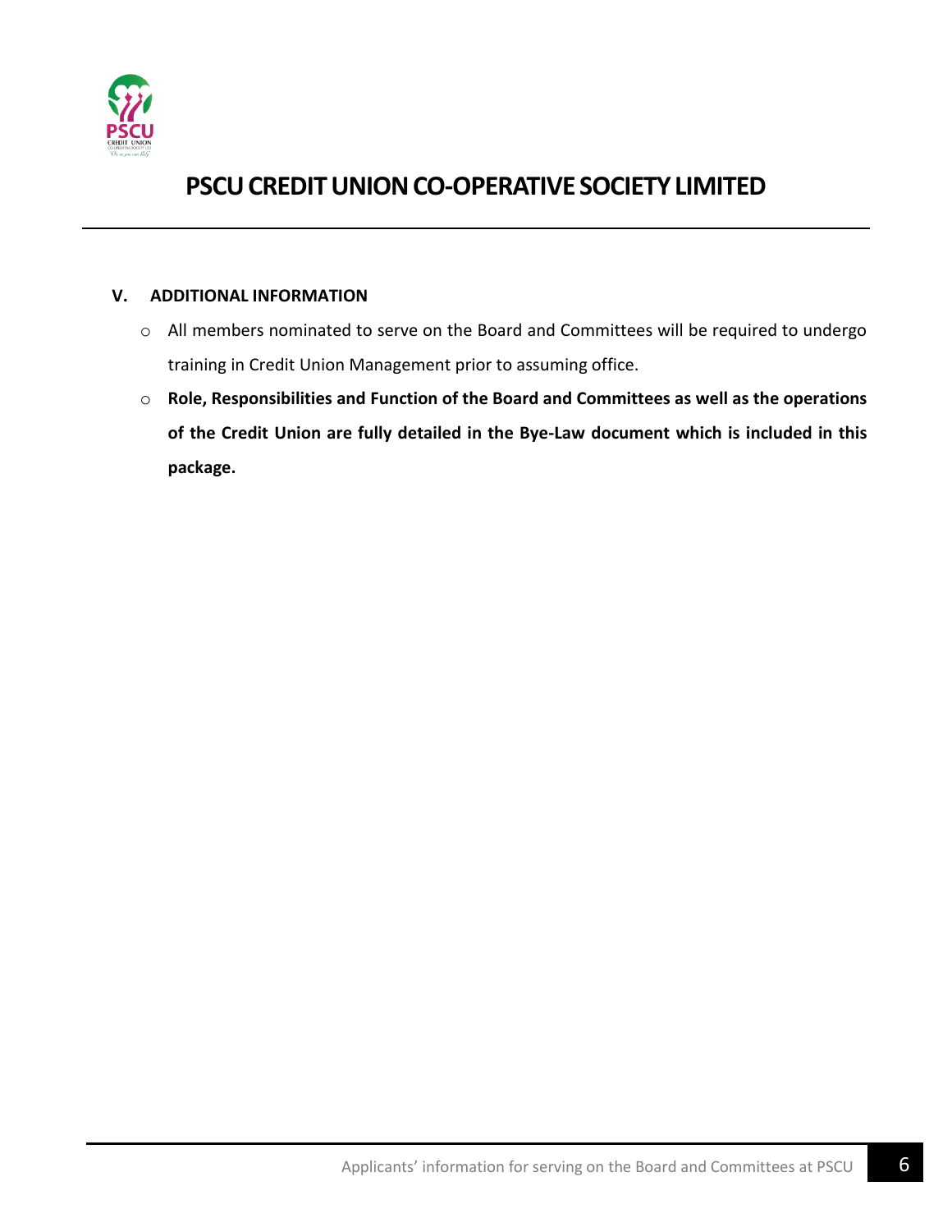# PSCU CREDIT UNION CO-OPERATIVE SOCIETY LIMITED

## V. ADDITIONAL INFORMATION

- All members nominated to serve on the Board and Committees will be required to undergo training in Credit Union Management prior to assuming office.
- **Role, Responsibilities and Function of the Board and Committees as well as the operations of the Credit Union are fully detailed in the Bye-Law document which is included in this package.**